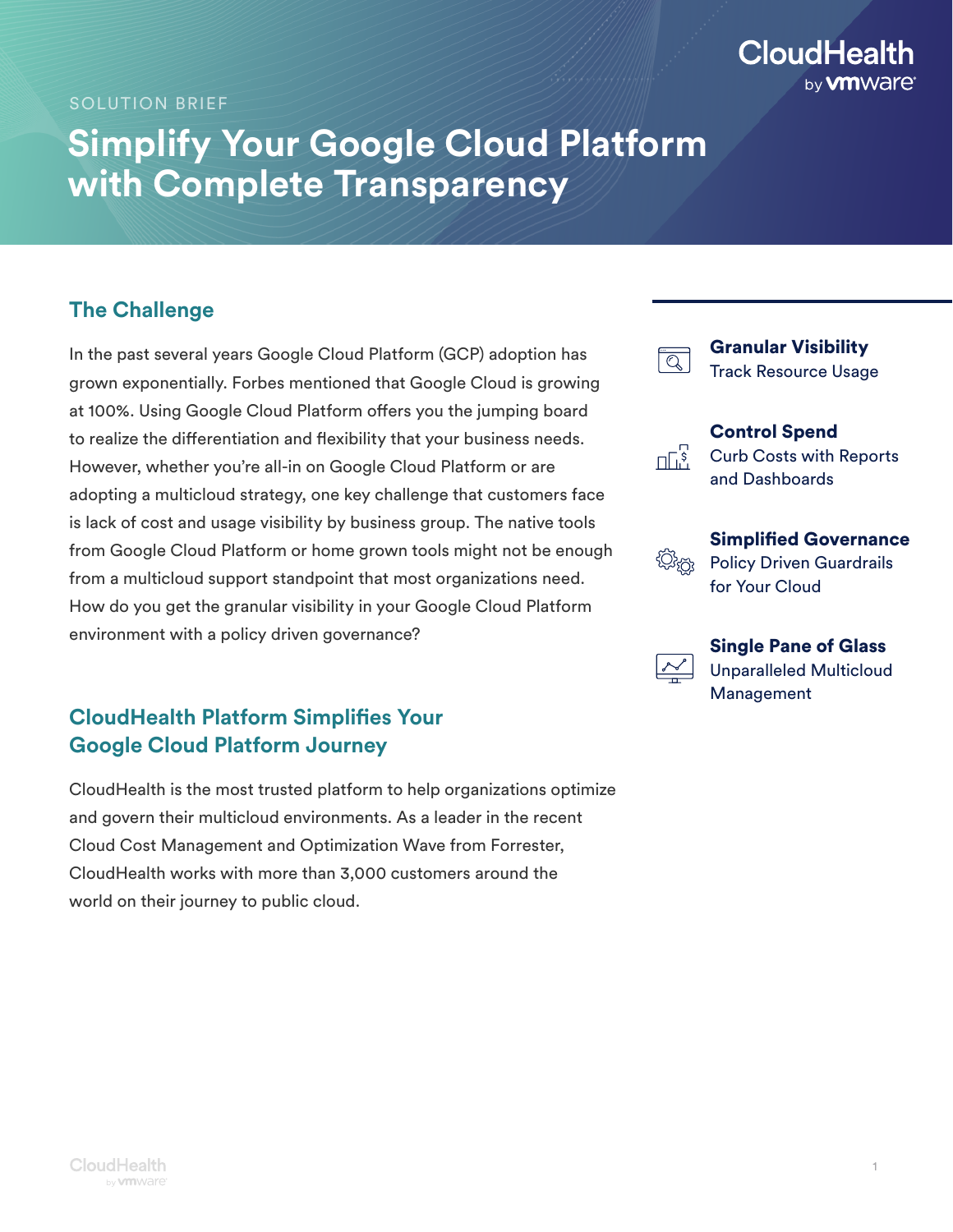SOLUTION BRIEF

# Simplify Your Google Cloud Platform with Complete Transparency

## The Challenge

In the past several years Google Cloud Platform (GCP) adoption has grown exponentially. Forbes mentioned that Google Cloud is growing at 100%. Using Google Cloud Platform offers you the jumping board to realize the differentiation and flexibility that your business needs. However, whether you're all-in on Google Cloud Platform or are adopting a multicloud strategy, one key challenge that customers face is lack of cost and usage visibility by business group. The native tools from Google Cloud Platform or home grown tools might not be enough from a multicloud support standpoint that most organizations need. How do you get the granular visibility in your Google Cloud Platform environment with a policy driven governance?

## CloudHealth Platform Simplifies Your Google Cloud Platform Journey

CloudHealth is the most trusted platform to help organizations optimize and govern their multicloud environments. As a leader in the recent Cloud Cost Management and Optimization Wave from Forrester, CloudHealth works with more than 3,000 customers around the world on their journey to public cloud.

**Granular Visibility**
Track Resource Usage

**Control Spend**
Curb Costs with Reports and Dashboards

**Simplified Governance**
Policy Driven Guardrails for Your Cloud

**Single Pane of Glass**
Unparalleled Multicloud Management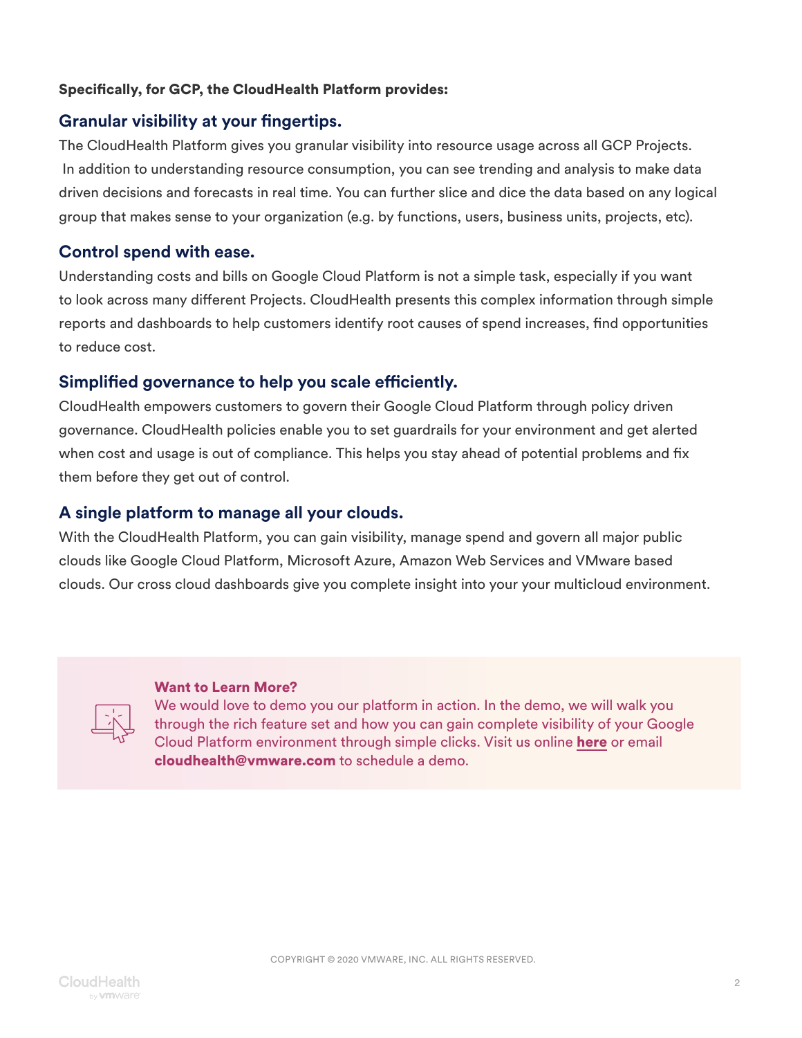**Specifically, for GCP, the CloudHealth Platform provides:**

## Granular visibility at your fingertips.

The CloudHealth Platform gives you granular visibility into resource usage across all GCP Projects. In addition to understanding resource consumption, you can see trending and analysis to make data driven decisions and forecasts in real time. You can further slice and dice the data based on any logical group that makes sense to your organization (e.g. by functions, users, business units, projects, etc).

## Control spend with ease.

Understanding costs and bills on Google Cloud Platform is not a simple task, especially if you want to look across many different Projects. CloudHealth presents this complex information through simple reports and dashboards to help customers identify root causes of spend increases, find opportunities to reduce cost.

## Simplified governance to help you scale efficiently.

CloudHealth empowers customers to govern their Google Cloud Platform through policy driven governance. CloudHealth policies enable you to set guardrails for your environment and get alerted when cost and usage is out of compliance. This helps you stay ahead of potential problems and fix them before they get out of control.

## A single platform to manage all your clouds.

With the CloudHealth Platform, you can gain visibility, manage spend and govern all major public clouds like Google Cloud Platform, Microsoft Azure, Amazon Web Services and VMware based clouds. Our cross cloud dashboards give you complete insight into your your multicloud environment.

**Want to Learn More?**
We would love to demo you our platform in action. In the demo, we will walk you through the rich feature set and how you can gain complete visibility of your Google Cloud Platform environment through simple clicks. Visit us online **here** or email **cloudhealth@vmware.com** to schedule a demo.

COPYRIGHT © 2020 VMWARE, INC. ALL RIGHTS RESERVED.